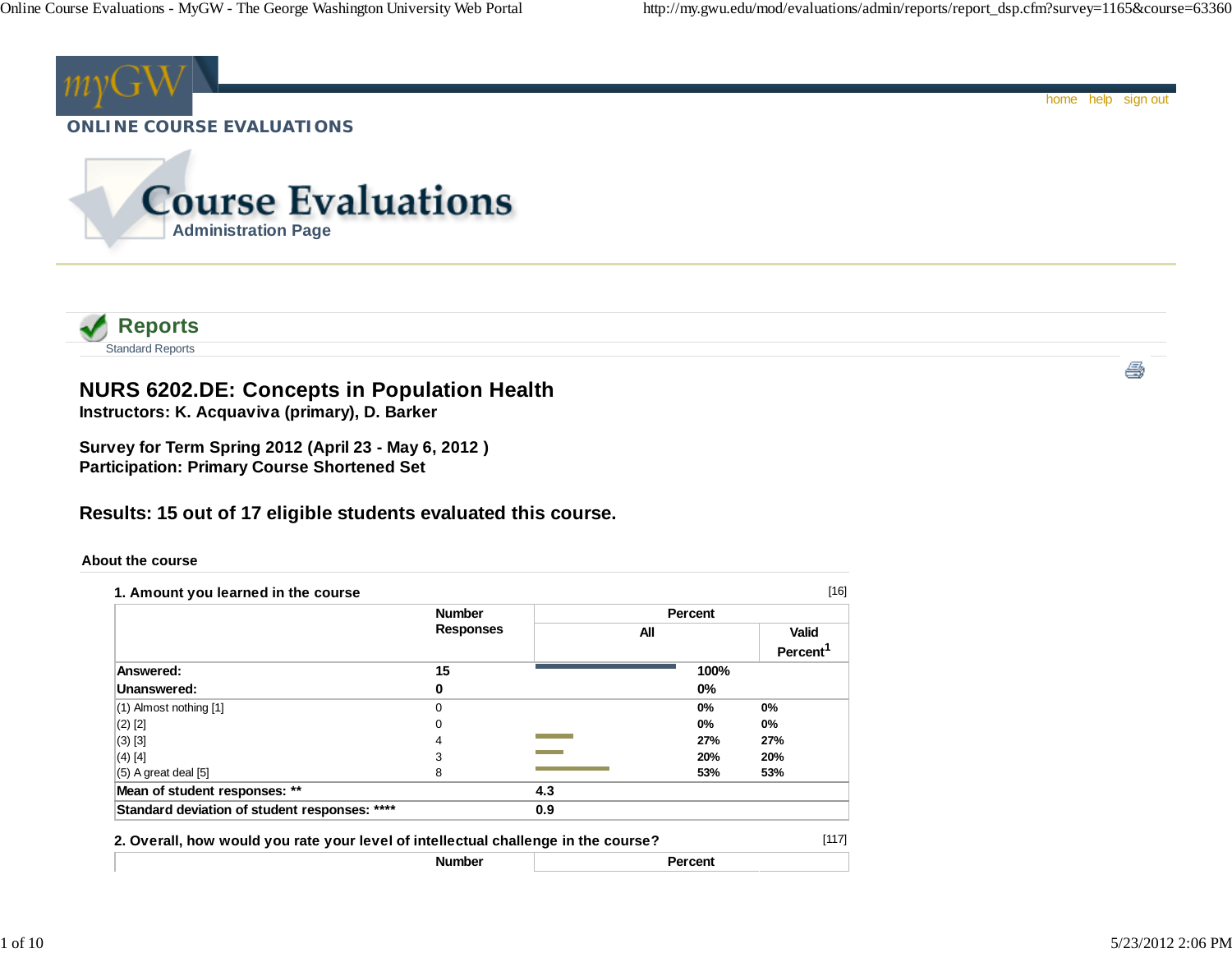ONLINE COURSE EVALUATIONS

# Course Evaluations

Administration Page

home help sign out

## Reports

Standard Reports

# NURS 6202.DE: Concepts in Population Health

**Instructors: K. Acquaviva (primary), D. Barker**

**Survey for Term Spring 2012 (April 23 - May 6, 2012 )**
**Participation: Primary Course Shortened Set**

## Results: 15 out of 17 eligible students evaluated this course.

### About the course

**1. Amount you learned in the course** [16]

| | Number Responses | Percent All | Valid Percent[1] |
|---|---|---|---|
| **Answered:** | **15** | **100%** | |
| **Unanswered:** | **0** | **0%** | |
| (1) Almost nothing [1] | 0 | 0% | 0% |
| (2) [2] | 0 | 0% | 0% |
| (3) [3] | 4 | 27% | 27% |
| (4) [4] | 3 | 20% | 20% |
| (5) A great deal [5] | 8 | 53% | 53% |
| **Mean of student responses: \*\*** | | **4.3** | |
| **Standard deviation of student responses: \*\*\*\*** | | **0.9** | |

**2. Overall, how would you rate your level of intellectual challenge in the course?** [117]

| | Number | Percent |
|---|---|---|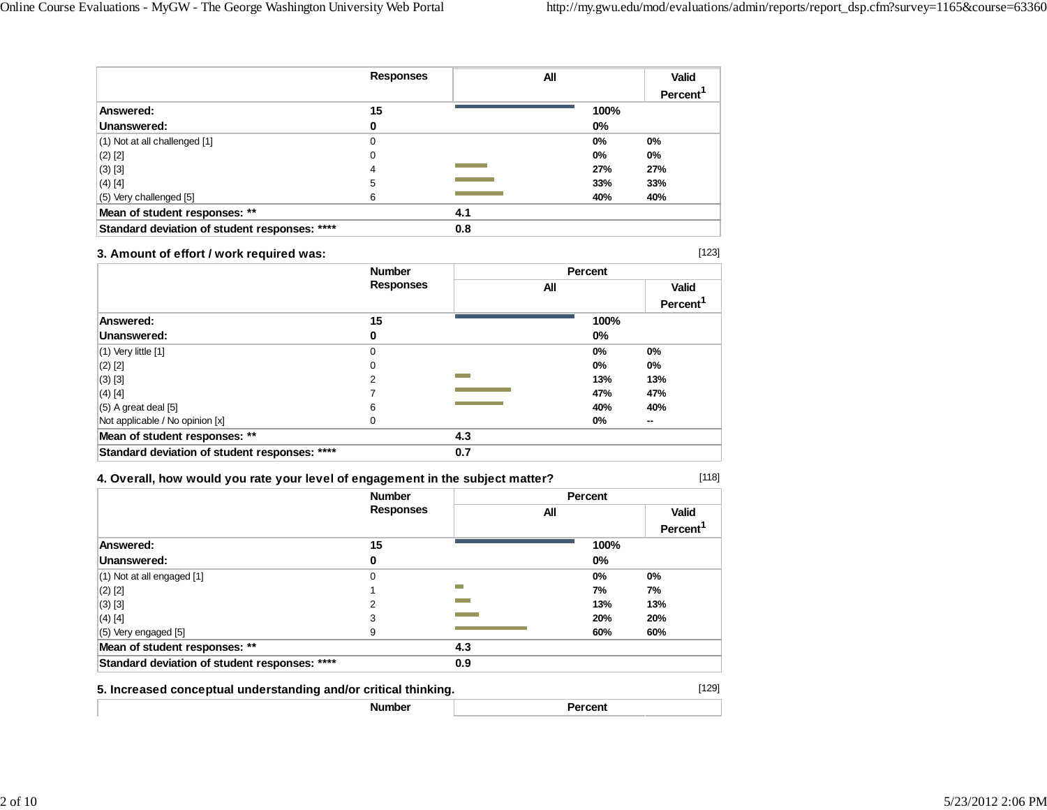| | Responses | All | | Valid Percent[1] |
|---|---|---|---|---|
| **Answered:** | **15** | | **100%** | |
| **Unanswered:** | **0** | | **0%** | |
| (1) Not at all challenged [1] | 0 | | **0%** | **0%** |
| (2) [2] | 0 | | **0%** | **0%** |
| (3) [3] | 4 | | **27%** | **27%** |
| (4) [4] | 5 | | **33%** | **33%** |
| (5) Very challenged [5] | 6 | | **40%** | **40%** |
| **Mean of student responses: \*\*** | | **4.1** | | |
| **Standard deviation of student responses: \*\*\*\*** | | **0.8** | | |

### 3. Amount of effort / work required was:

[123]

| | Number Responses | Percent | | |
|---|---|---|---|---|
| | | All | | Valid Percent[1] |
| **Answered:** | **15** | | **100%** | |
| **Unanswered:** | **0** | | **0%** | |
| (1) Very little [1] | 0 | | **0%** | **0%** |
| (2) [2] | 0 | | **0%** | **0%** |
| (3) [3] | 2 | | **13%** | **13%** |
| (4) [4] | 7 | | **47%** | **47%** |
| (5) A great deal [5] | 6 | | **40%** | **40%** |
| Not applicable / No opinion [x] | 0 | | **0%** | **--** |
| **Mean of student responses: \*\*** | | **4.3** | | |
| **Standard deviation of student responses: \*\*\*\*** | | **0.7** | | |

### 4. Overall, how would you rate your level of engagement in the subject matter?

[118]

| | Number Responses | Percent | | |
|---|---|---|---|---|
| | | All | | Valid Percent[1] |
| **Answered:** | **15** | | **100%** | |
| **Unanswered:** | **0** | | **0%** | |
| (1) Not at all engaged [1] | 0 | | **0%** | **0%** |
| (2) [2] | 1 | | **7%** | **7%** |
| (3) [3] | 2 | | **13%** | **13%** |
| (4) [4] | 3 | | **20%** | **20%** |
| (5) Very engaged [5] | 9 | | **60%** | **60%** |
| **Mean of student responses: \*\*** | | **4.3** | | |
| **Standard deviation of student responses: \*\*\*\*** | | **0.9** | | |

### 5. Increased conceptual understanding and/or critical thinking.

[129]

| | Number | Percent | |
|---|---|---|---|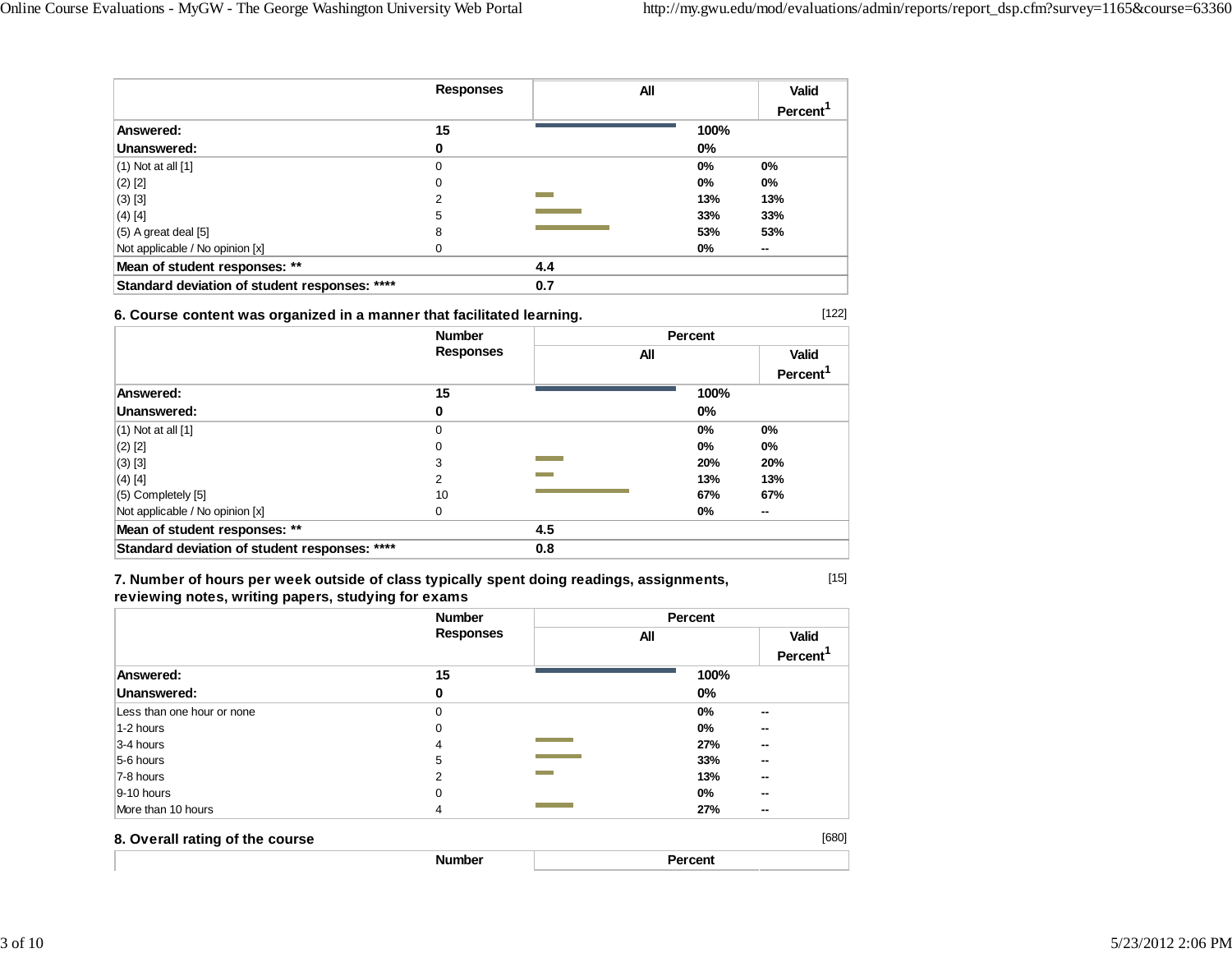| | Responses | All | | Valid Percent[1] |
|---|---|---|---|---|
| **Answered:** | **15** | | **100%** | |
| **Unanswered:** | **0** | | **0%** | |
| (1) Not at all [1] | 0 | | **0%** | **0%** |
| (2) [2] | 0 | | **0%** | **0%** |
| (3) [3] | 2 | | **13%** | **13%** |
| (4) [4] | 5 | | **33%** | **33%** |
| (5) A great deal [5] | 8 | | **53%** | **53%** |
| Not applicable / No opinion [x] | 0 | | **0%** | **--** |
| **Mean of student responses: \*\*** | | **4.4** | | |
| **Standard deviation of student responses: \*\*\*\*** | | **0.7** | | |

### 6. Course content was organized in a manner that facilitated learning.

[122]

| | Number Responses | Percent | | |
|---|---|---|---|---|
| | | All | | Valid Percent[1] |
| **Answered:** | **15** | | **100%** | |
| **Unanswered:** | **0** | | **0%** | |
| (1) Not at all [1] | 0 | | **0%** | **0%** |
| (2) [2] | 0 | | **0%** | **0%** |
| (3) [3] | 3 | | **20%** | **20%** |
| (4) [4] | 2 | | **13%** | **13%** |
| (5) Completely [5] | 10 | | **67%** | **67%** |
| Not applicable / No opinion [x] | 0 | | **0%** | **--** |
| **Mean of student responses: \*\*** | | **4.5** | | |
| **Standard deviation of student responses: \*\*\*\*** | | **0.8** | | |

### 7. Number of hours per week outside of class typically spent doing readings, assignments, reviewing notes, writing papers, studying for exams

[15]

| | Number Responses | Percent | | |
|---|---|---|---|---|
| | | All | | Valid Percent[1] |
| **Answered:** | **15** | | **100%** | |
| **Unanswered:** | **0** | | **0%** | |
| Less than one hour or none | 0 | | **0%** | **--** |
| 1-2 hours | 0 | | **0%** | **--** |
| 3-4 hours | 4 | | **27%** | **--** |
| 5-6 hours | 5 | | **33%** | **--** |
| 7-8 hours | 2 | | **13%** | **--** |
| 9-10 hours | 0 | | **0%** | **--** |
| More than 10 hours | 4 | | **27%** | **--** |

### 8. Overall rating of the course

[680]

| | Number | Percent |
|---|---|---|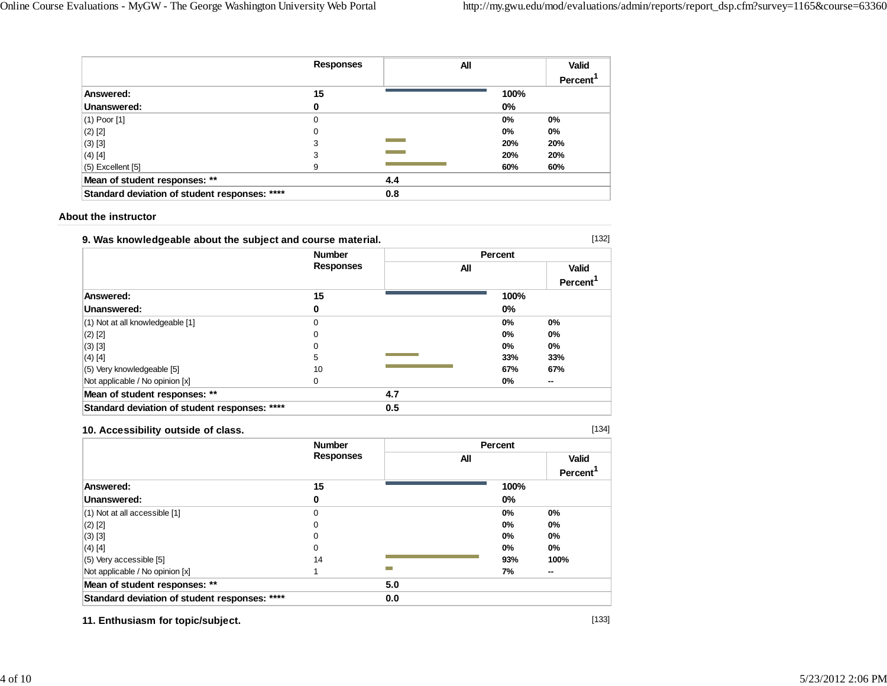| | Responses | All | | Valid Percent[1] |
|---|---|---|---|---|
| **Answered:** | **15** | | **100%** | |
| **Unanswered:** | **0** | | **0%** | |
| (1) Poor [1] | 0 | | 0% | 0% |
| (2) [2] | 0 | | 0% | 0% |
| (3) [3] | 3 | | 20% | 20% |
| (4) [4] | 3 | | 20% | 20% |
| (5) Excellent [5] | 9 | | 60% | 60% |
| **Mean of student responses: \*\*** | | **4.4** | | |
| **Standard deviation of student responses: \*\*\*\*** | | **0.8** | | |

### About the instructor

**9. Was knowledgeable about the subject and course material.** [132]

| | Number Responses | Percent | | |
|---|---|---|---|---|
| | | All | | Valid Percent[1] |
| **Answered:** | **15** | | **100%** | |
| **Unanswered:** | **0** | | **0%** | |
| (1) Not at all knowledgeable [1] | 0 | | 0% | 0% |
| (2) [2] | 0 | | 0% | 0% |
| (3) [3] | 0 | | 0% | 0% |
| (4) [4] | 5 | | 33% | 33% |
| (5) Very knowledgeable [5] | 10 | | 67% | 67% |
| Not applicable / No opinion [x] | 0 | | 0% | -- |
| **Mean of student responses: \*\*** | | **4.7** | | |
| **Standard deviation of student responses: \*\*\*\*** | | **0.5** | | |

**10. Accessibility outside of class.** [134]

| | Number Responses | Percent | | |
|---|---|---|---|---|
| | | All | | Valid Percent[1] |
| **Answered:** | **15** | | **100%** | |
| **Unanswered:** | **0** | | **0%** | |
| (1) Not at all accessible [1] | 0 | | 0% | 0% |
| (2) [2] | 0 | | 0% | 0% |
| (3) [3] | 0 | | 0% | 0% |
| (4) [4] | 0 | | 0% | 0% |
| (5) Very accessible [5] | 14 | | 93% | 100% |
| Not applicable / No opinion [x] | 1 | | 7% | -- |
| **Mean of student responses: \*\*** | | **5.0** | | |
| **Standard deviation of student responses: \*\*\*\*** | | **0.0** | | |

**11. Enthusiasm for topic/subject.** [133]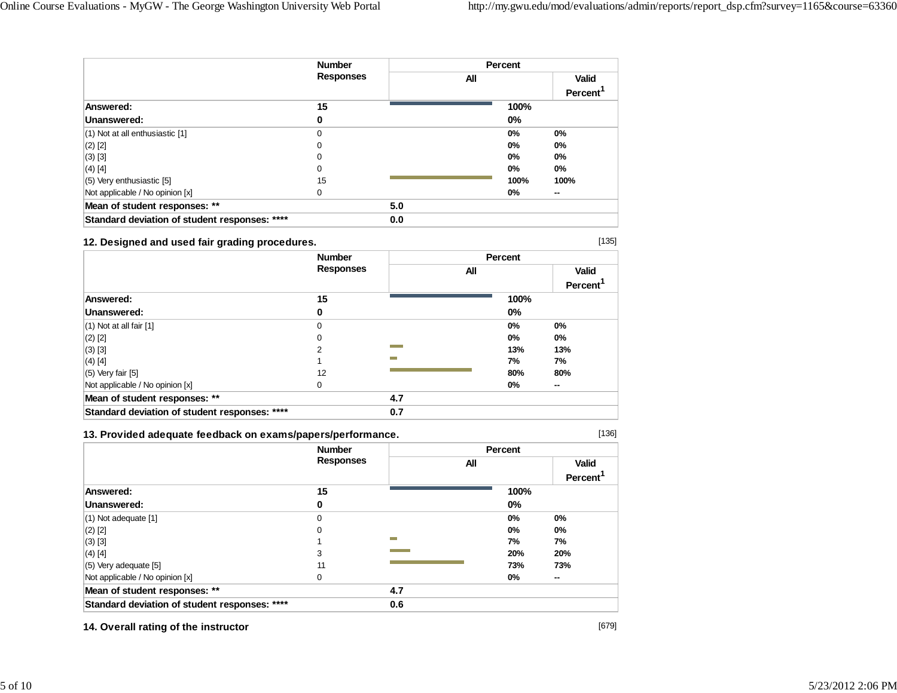| | Number Responses | Percent All | Valid Percent[1] |
|---|---|---|---|
| **Answered:** | **15** | **100%** | |
| **Unanswered:** | **0** | **0%** | |
| (1) Not at all enthusiastic [1] | 0 | 0% | 0% |
| (2) [2] | 0 | 0% | 0% |
| (3) [3] | 0 | 0% | 0% |
| (4) [4] | 0 | 0% | 0% |
| (5) Very enthusiastic [5] | 15 | 100% | 100% |
| Not applicable / No opinion [x] | 0 | 0% | -- |
| **Mean of student responses: \*\*** | | **5.0** | |
| **Standard deviation of student responses: \*\*\*\*** | | **0.0** | |

### 12. Designed and used fair grading procedures.

[135]

| | Number Responses | Percent All | Valid Percent[1] |
|---|---|---|---|
| **Answered:** | **15** | **100%** | |
| **Unanswered:** | **0** | **0%** | |
| (1) Not at all fair [1] | 0 | 0% | 0% |
| (2) [2] | 0 | 0% | 0% |
| (3) [3] | 2 | 13% | 13% |
| (4) [4] | 1 | 7% | 7% |
| (5) Very fair [5] | 12 | 80% | 80% |
| Not applicable / No opinion [x] | 0 | 0% | -- |
| **Mean of student responses: \*\*** | | **4.7** | |
| **Standard deviation of student responses: \*\*\*\*** | | **0.7** | |

### 13. Provided adequate feedback on exams/papers/performance.

[136]

| | Number Responses | Percent All | Valid Percent[1] |
|---|---|---|---|
| **Answered:** | **15** | **100%** | |
| **Unanswered:** | **0** | **0%** | |
| (1) Not adequate [1] | 0 | 0% | 0% |
| (2) [2] | 0 | 0% | 0% |
| (3) [3] | 1 | 7% | 7% |
| (4) [4] | 3 | 20% | 20% |
| (5) Very adequate [5] | 11 | 73% | 73% |
| Not applicable / No opinion [x] | 0 | 0% | -- |
| **Mean of student responses: \*\*** | | **4.7** | |
| **Standard deviation of student responses: \*\*\*\*** | | **0.6** | |

### 14. Overall rating of the instructor

[679]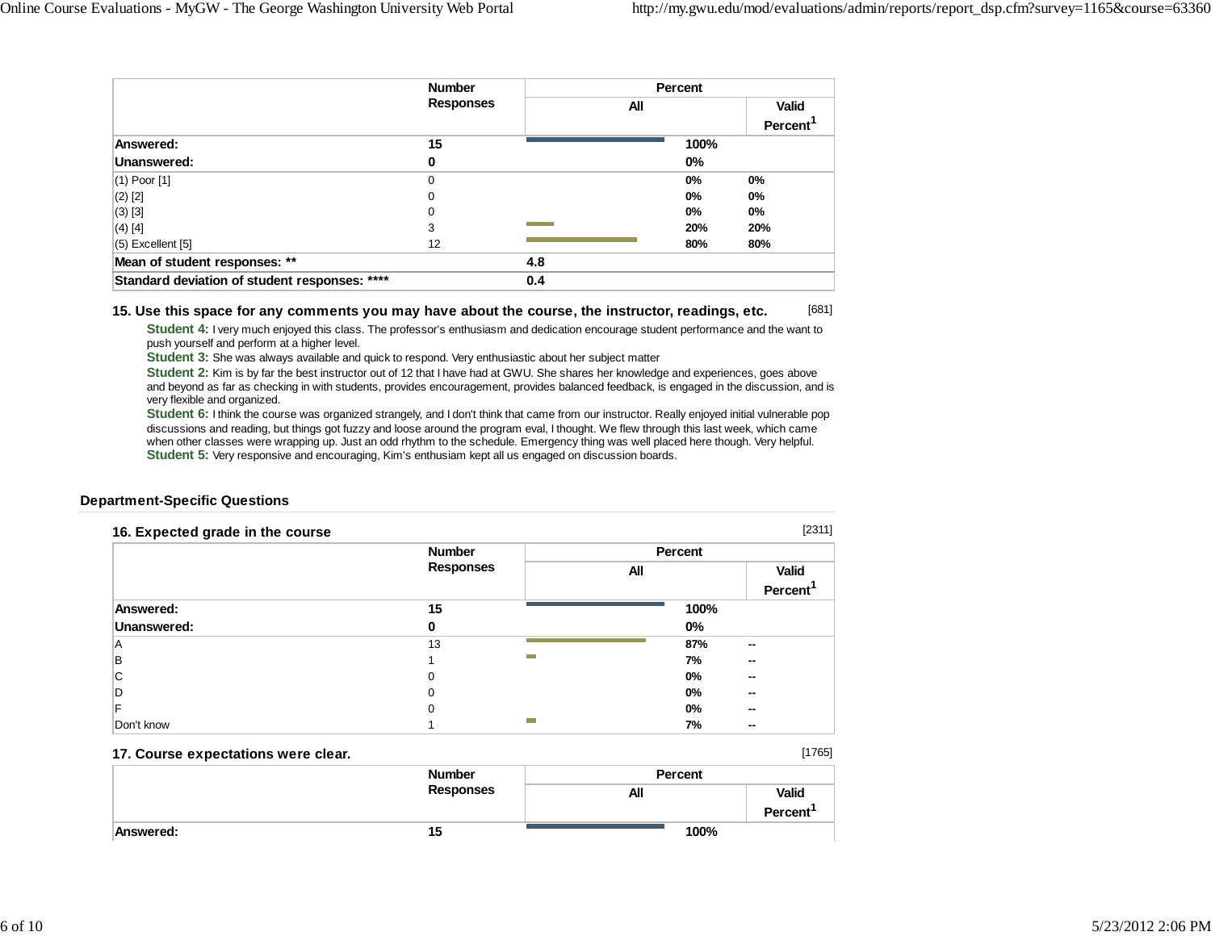| | Number Responses | Percent | |
|---|---|---|---|
| | | All | Valid Percent[1] |
| **Answered:** | **15** | **100%** | |
| **Unanswered:** | **0** | **0%** | |
| (1) Poor [1] | 0 | **0%** | **0%** |
| (2) [2] | 0 | **0%** | **0%** |
| (3) [3] | 0 | **0%** | **0%** |
| (4) [4] | 3 | **20%** | **20%** |
| (5) Excellent [5] | 12 | **80%** | **80%** |
| **Mean of student responses: \*\*** | | **4.8** | |
| **Standard deviation of student responses: \*\*\*\*** | | **0.4** | |

### 15. Use this space for any comments you may have about the course, the instructor, readings, etc. [681]

**Student 4:** I very much enjoyed this class. The professor's enthusiasm and dedication encourage student performance and the want to push yourself and perform at a higher level.

**Student 3:** She was always available and quick to respond. Very enthusiastic about her subject matter

**Student 2:** Kim is by far the best instructor out of 12 that I have had at GWU. She shares her knowledge and experiences, goes above and beyond as far as checking in with students, provides encouragement, provides balanced feedback, is engaged in the discussion, and is very flexible and organized.

**Student 6:** I think the course was organized strangely, and I don't think that came from our instructor. Really enjoyed initial vulnerable pop discussions and reading, but things got fuzzy and loose around the program eval, I thought. We flew through this last week, which came when other classes were wrapping up. Just an odd rhythm to the schedule. Emergency thing was well placed here though. Very helpful.

**Student 5:** Very responsive and encouraging, Kim's enthusiam kept all us engaged on discussion boards.

## Department-Specific Questions

### 16. Expected grade in the course [2311]

| | Number Responses | Percent | |
|---|---|---|---|
| | | All | Valid Percent[1] |
| **Answered:** | **15** | **100%** | |
| **Unanswered:** | **0** | **0%** | |
| A | 13 | **87%** | -- |
| B | 1 | **7%** | -- |
| C | 0 | **0%** | -- |
| D | 0 | **0%** | -- |
| F | 0 | **0%** | -- |
| Don't know | 1 | **7%** | -- |

### 17. Course expectations were clear. [1765]

| | Number Responses | Percent | |
|---|---|---|---|
| | | All | Valid Percent[1] |
| **Answered:** | **15** | **100%** | |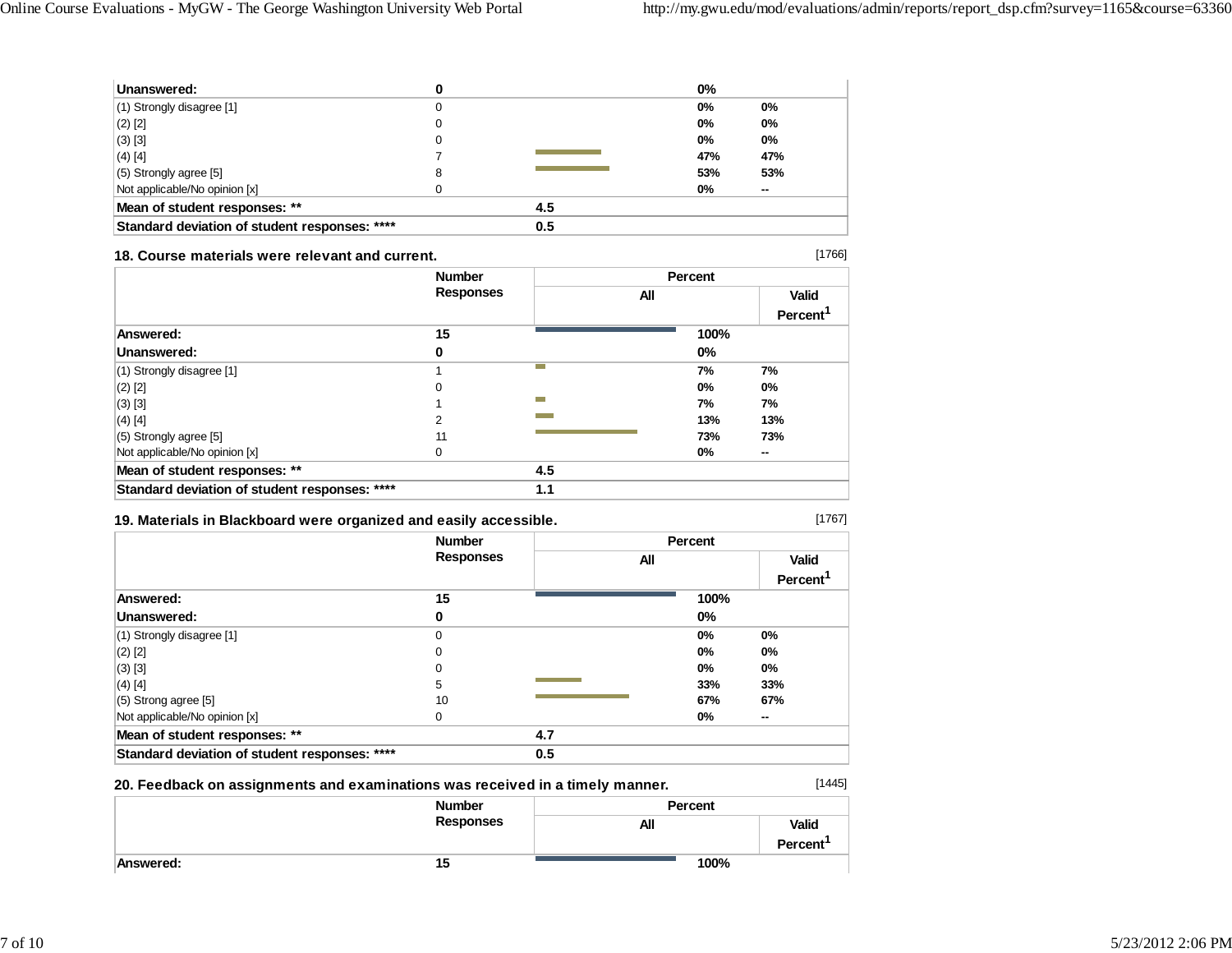| | Number Responses | Percent All | Valid Percent[1] |
|---|---|---|---|
| **Unanswered:** | **0** | **0%** | |
| (1) Strongly disagree [1] | 0 | **0%** | **0%** |
| (2) [2] | 0 | **0%** | **0%** |
| (3) [3] | 0 | **0%** | **0%** |
| (4) [4] | 7 | **47%** | **47%** |
| (5) Strongly agree [5] | 8 | **53%** | **53%** |
| Not applicable/No opinion [x] | 0 | **0%** | **--** |
| **Mean of student responses: **** | | **4.5** | |
| **Standard deviation of student responses: ******** | | **0.5** | |

### 18. Course materials were relevant and current.

[1766]

| | Number Responses | Percent All | Valid Percent[1] |
|---|---|---|---|
| **Answered:** | **15** | **100%** | |
| **Unanswered:** | **0** | **0%** | |
| (1) Strongly disagree [1] | 1 | **7%** | **7%** |
| (2) [2] | 0 | **0%** | **0%** |
| (3) [3] | 1 | **7%** | **7%** |
| (4) [4] | 2 | **13%** | **13%** |
| (5) Strongly agree [5] | 11 | **73%** | **73%** |
| Not applicable/No opinion [x] | 0 | **0%** | **--** |
| **Mean of student responses: **** | | **4.5** | |
| **Standard deviation of student responses: ******** | | **1.1** | |

### 19. Materials in Blackboard were organized and easily accessible.

[1767]

| | Number Responses | Percent All | Valid Percent[1] |
|---|---|---|---|
| **Answered:** | **15** | **100%** | |
| **Unanswered:** | **0** | **0%** | |
| (1) Strongly disagree [1] | 0 | **0%** | **0%** |
| (2) [2] | 0 | **0%** | **0%** |
| (3) [3] | 0 | **0%** | **0%** |
| (4) [4] | 5 | **33%** | **33%** |
| (5) Strong agree [5] | 10 | **67%** | **67%** |
| Not applicable/No opinion [x] | 0 | **0%** | **--** |
| **Mean of student responses: **** | | **4.7** | |
| **Standard deviation of student responses: ******** | | **0.5** | |

### 20. Feedback on assignments and examinations was received in a timely manner.

[1445]

| | Number Responses | Percent All | Valid Percent[1] |
|---|---|---|---|
| **Answered:** | **15** | **100%** | |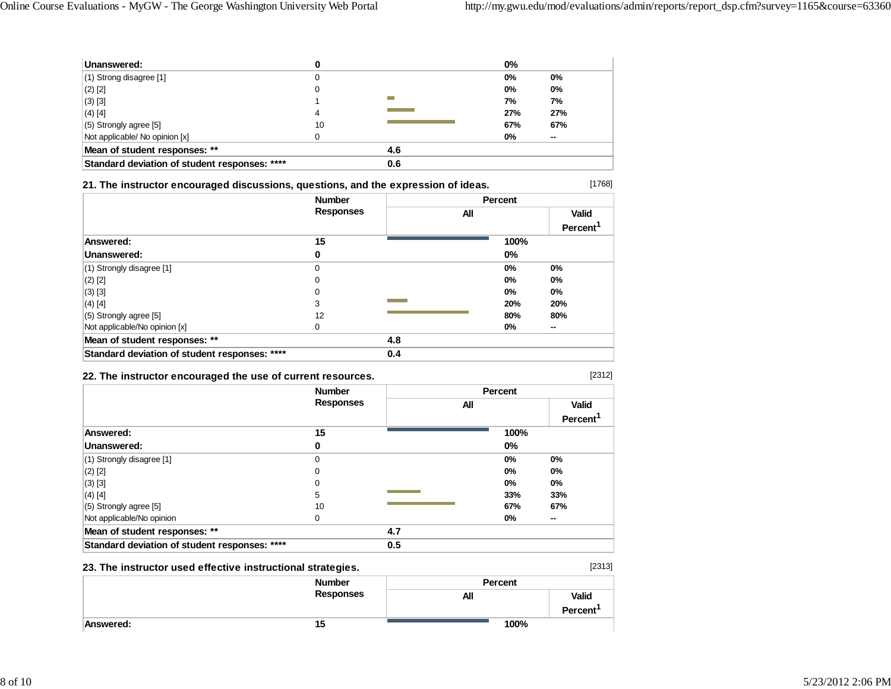| | Number Responses | Percent All | Valid Percent[1] |
|---|---|---|---|
| **Unanswered:** | **0** | **0%** | |
| (1) Strong disagree [1] | 0 | **0%** | **0%** |
| (2) [2] | 0 | **0%** | **0%** |
| (3) [3] | 1 | **7%** | **7%** |
| (4) [4] | 4 | **27%** | **27%** |
| (5) Strongly agree [5] | 10 | **67%** | **67%** |
| Not applicable/ No opinion [x] | 0 | **0%** | **--** |
| **Mean of student responses: \*\*** | | **4.6** | |
| **Standard deviation of student responses: \*\*\*\*** | | **0.6** | |

### 21. The instructor encouraged discussions, questions, and the expression of ideas.

[1768]

| | Number Responses | Percent | |
|---|---|---|---|
| | | All | Valid Percent[1] |
| **Answered:** | **15** | **100%** | |
| **Unanswered:** | **0** | **0%** | |
| (1) Strongly disagree [1] | 0 | **0%** | **0%** |
| (2) [2] | 0 | **0%** | **0%** |
| (3) [3] | 0 | **0%** | **0%** |
| (4) [4] | 3 | **20%** | **20%** |
| (5) Strongly agree [5] | 12 | **80%** | **80%** |
| Not applicable/No opinion [x] | 0 | **0%** | **--** |
| **Mean of student responses: \*\*** | | **4.8** | |
| **Standard deviation of student responses: \*\*\*\*** | | **0.4** | |

### 22. The instructor encouraged the use of current resources.

[2312]

| | Number Responses | Percent | |
|---|---|---|---|
| | | All | Valid Percent[1] |
| **Answered:** | **15** | **100%** | |
| **Unanswered:** | **0** | **0%** | |
| (1) Strongly disagree [1] | 0 | **0%** | **0%** |
| (2) [2] | 0 | **0%** | **0%** |
| (3) [3] | 0 | **0%** | **0%** |
| (4) [4] | 5 | **33%** | **33%** |
| (5) Strongly agree [5] | 10 | **67%** | **67%** |
| Not applicable/No opinion | 0 | **0%** | **--** |
| **Mean of student responses: \*\*** | | **4.7** | |
| **Standard deviation of student responses: \*\*\*\*** | | **0.5** | |

### 23. The instructor used effective instructional strategies.

[2313]

| | Number Responses | Percent | |
|---|---|---|---|
| | | All | Valid Percent[1] |
| **Answered:** | **15** | **100%** | |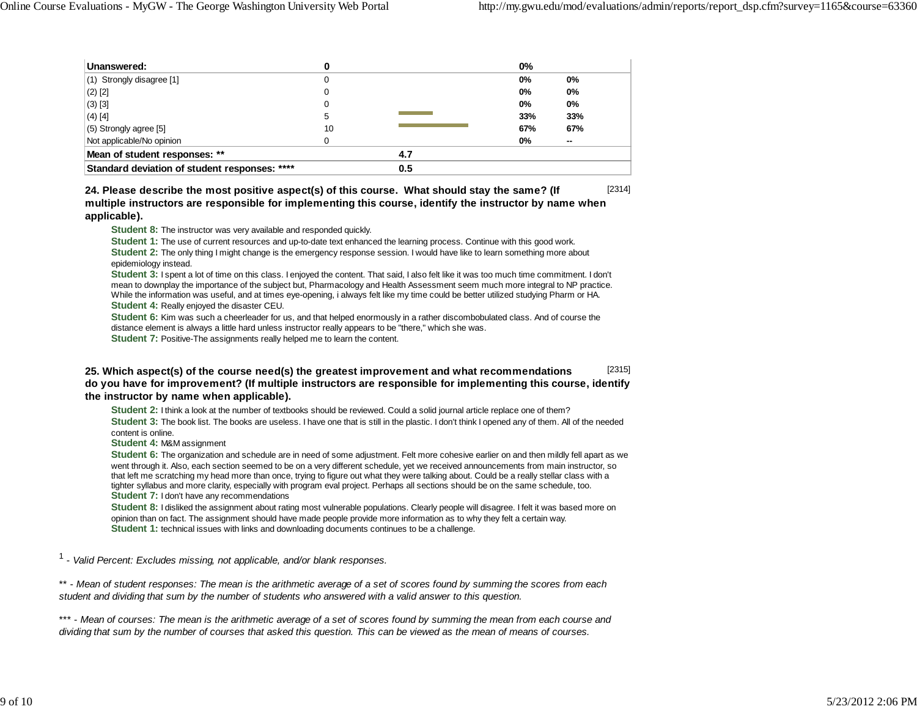| Unanswered: | 0 | | 0% | |
|---|---|---|---|---|
| (1) Strongly disagree [1] | 0 | | 0% | 0% |
| (2) [2] | 0 | | 0% | 0% |
| (3) [3] | 0 | | 0% | 0% |
| (4) [4] | 5 | | 33% | 33% |
| (5) Strongly agree [5] | 10 | | 67% | 67% |
| Not applicable/No opinion | 0 | | 0% | -- |
| **Mean of student responses: \*\*** | | 4.7 | | |
| **Standard deviation of student responses: \*\*\*\*** | | 0.5 | | |

**24. Please describe the most positive aspect(s) of this course. What should stay the same? (If multiple instructors are responsible for implementing this course, identify the instructor by name when applicable).** [2314]

**Student 8:** The instructor was very available and responded quickly.
**Student 1:** The use of current resources and up-to-date text enhanced the learning process. Continue with this good work.
**Student 2:** The only thing I might change is the emergency response session. I would have like to learn something more about epidemiology instead.
**Student 3:** I spent a lot of time on this class. I enjoyed the content. That said, I also felt like it was too much time commitment. I don't mean to downplay the importance of the subject but, Pharmacology and Health Assessment seem much more integral to NP practice. While the information was useful, and at times eye-opening, i always felt like my time could be better utilized studying Pharm or HA.
**Student 4:** Really enjoyed the disaster CEU.
**Student 6:** Kim was such a cheerleader for us, and that helped enormously in a rather discombobulated class. And of course the distance element is always a little hard unless instructor really appears to be "there," which she was.
**Student 7:** Positive-The assignments really helped me to learn the content.

**25. Which aspect(s) of the course need(s) the greatest improvement and what recommendations do you have for improvement? (If multiple instructors are responsible for implementing this course, identify the instructor by name when applicable).** [2315]

**Student 2:** I think a look at the number of textbooks should be reviewed. Could a solid journal article replace one of them?
**Student 3:** The book list. The books are useless. I have one that is still in the plastic. I don't think I opened any of them. All of the needed content is online.
**Student 4:** M&M assignment
**Student 6:** The organization and schedule are in need of some adjustment. Felt more cohesive earlier on and then mildly fell apart as we went through it. Also, each section seemed to be on a very different schedule, yet we received announcements from main instructor, so that left me scratching my head more than once, trying to figure out what they were talking about. Could be a really stellar class with a tighter syllabus and more clarity, especially with program eval project. Perhaps all sections should be on the same schedule, too.
**Student 7:** I don't have any recommendations
**Student 8:** I disliked the assignment about rating most vulnerable populations. Clearly people will disagree. I felt it was based more on opinion than on fact. The assignment should have made people provide more information as to why they felt a certain way.
**Student 1:** technical issues with links and downloading documents continues to be a challenge.

[1] - *Valid Percent: Excludes missing, not applicable, and/or blank responses.*

\*\* - *Mean of student responses: The mean is the arithmetic average of a set of scores found by summing the scores from each student and dividing that sum by the number of students who answered with a valid answer to this question.*

\*\*\* - *Mean of courses: The mean is the arithmetic average of a set of scores found by summing the mean from each course and dividing that sum by the number of courses that asked this question. This can be viewed as the mean of means of courses.*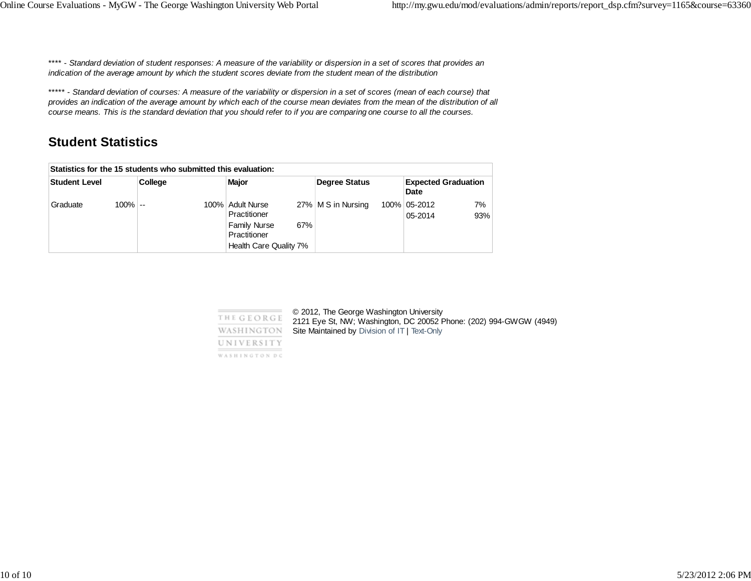**** - *Standard deviation of student responses: A measure of the variability or dispersion in a set of scores that provides an indication of the average amount by which the student scores deviate from the student mean of the distribution*

***** - *Standard deviation of courses: A measure of the variability or dispersion in a set of scores (mean of each course) that provides an indication of the average amount by which each of the course mean deviates from the mean of the distribution of all course means. This is the standard deviation that you should refer to if you are comparing one course to all the courses.*

## Student Statistics

**Statistics for the 15 students who submitted this evaluation:**

| **Student Level** | | **College** | | **Major** | | **Degree Status** | | **Expected Graduation Date** | |
|---|---|---|---|---|---|---|---|---|---|
| Graduate | 100% | -- | 100% | Adult Nurse Practitioner | 27% | M S in Nursing | 100% | 05-2012 | 7% |
| | | | | Family Nurse Practitioner | 67% | | | 05-2014 | 93% |
| | | | | Health Care Quality | 7% | | | | |

© 2012, The George Washington University
2121 Eye St, NW; Washington, DC 20052 Phone: (202) 994-GWGW (4949)
Site Maintained by Division of IT | Text-Only